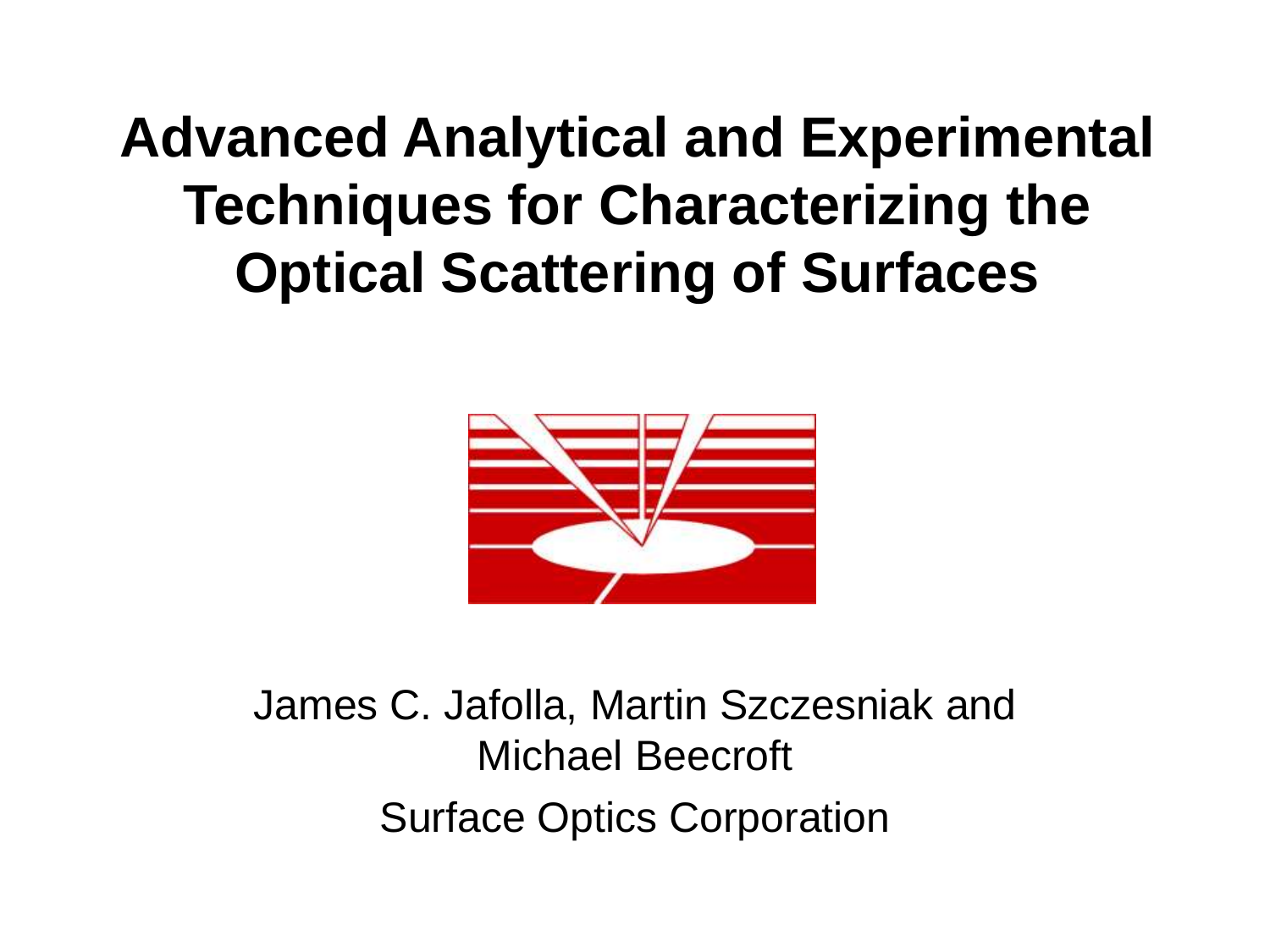# Advanced Analytical and Experimental Techniques for Characterizing the Optical Scattering of Surfaces

James C. Jafolla, Martin Szczesniak and Michael Beecroft

Surface Optics Corporation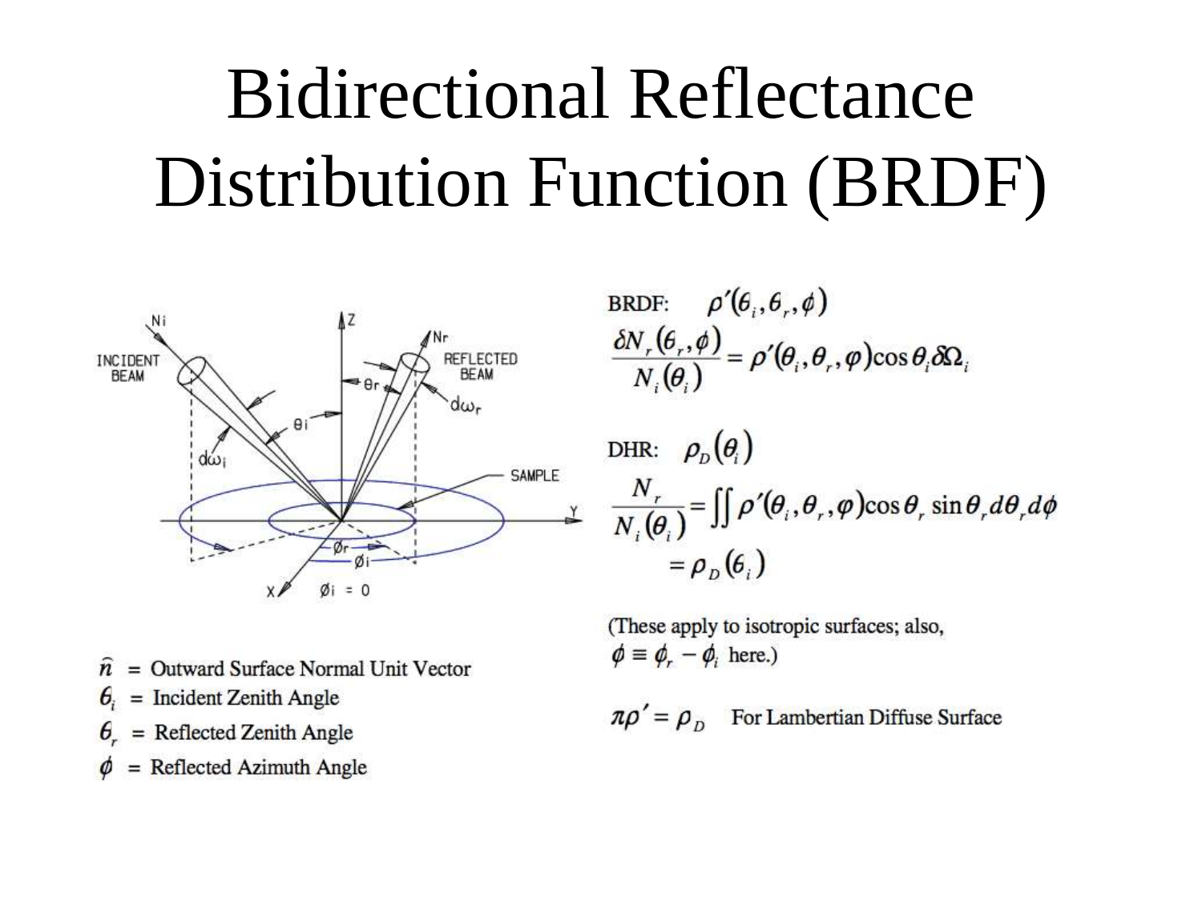# Bidirectional Reflectance Distribution Function (BRDF)

$\hat{n}$ = Outward Surface Normal Unit Vector

$\theta_i$ = Incident Zenith Angle

$\theta_r$ = Reflected Zenith Angle

$\phi$ = Reflected Azimuth Angle

BRDF: $\rho'(\theta_i, \theta_r, \phi)$

$$\frac{\delta N_r(\theta_r, \phi)}{N_i(\theta_i)} = \rho'(\theta_i, \theta_r, \varphi)\cos\theta_i \delta\Omega_i$$

DHR: $\rho_D(\theta_i)$

$$\frac{N_r}{N_i(\theta_i)} = \iint \rho'(\theta_i, \theta_r, \varphi)\cos\theta_r \sin\theta_r d\theta_r d\phi$$

$$= \rho_D(\theta_i)$$

(These apply to isotropic surfaces; also, $\phi \equiv \phi_r - \phi_i$ here.)

$\pi\rho' = \rho_D$ For Lambertian Diffuse Surface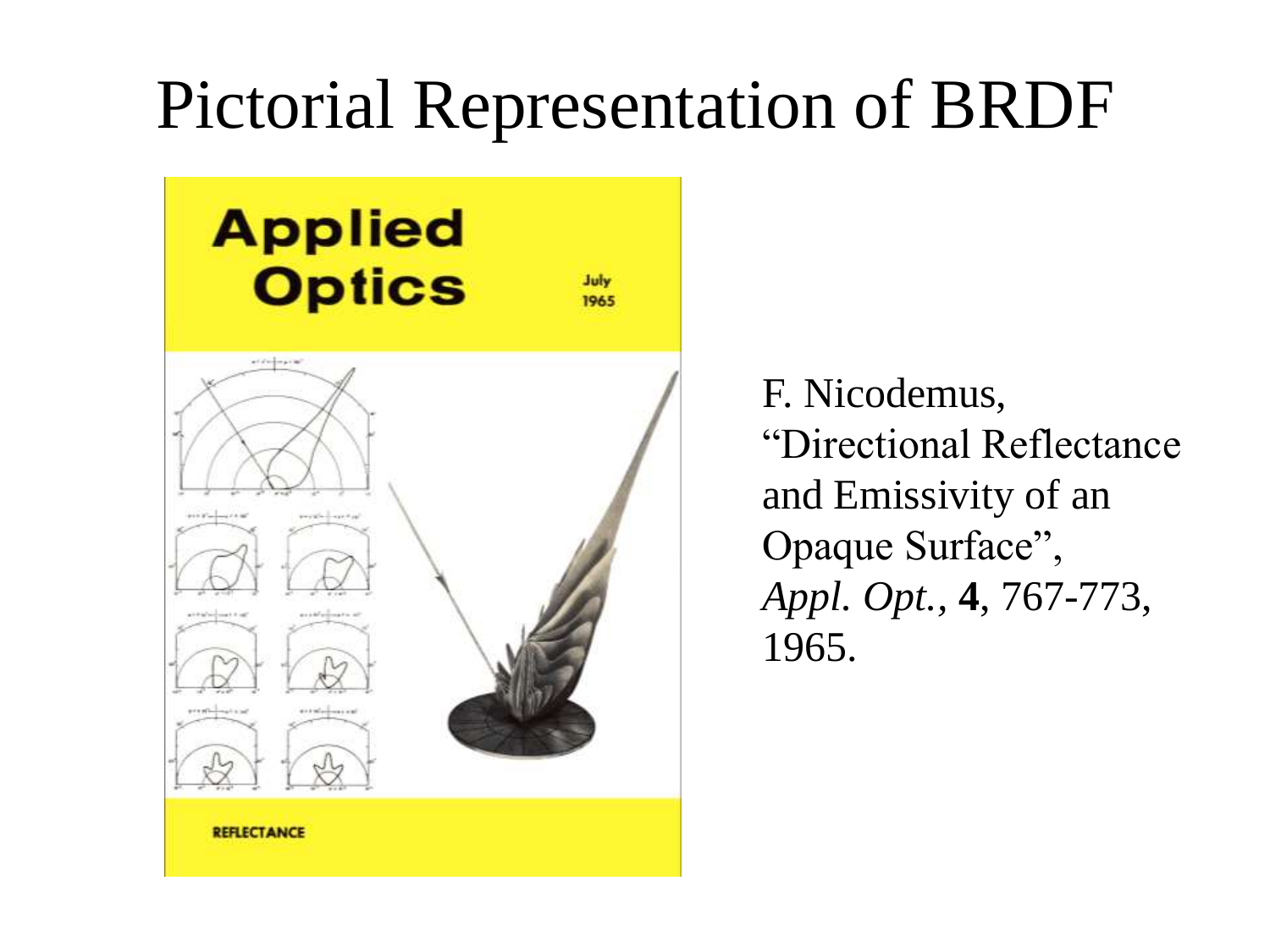# Pictorial Representation of BRDF

F. Nicodemus, "Directional Reflectance and Emissivity of an Opaque Surface", *Appl. Opt.*, **4**, 767-773, 1965.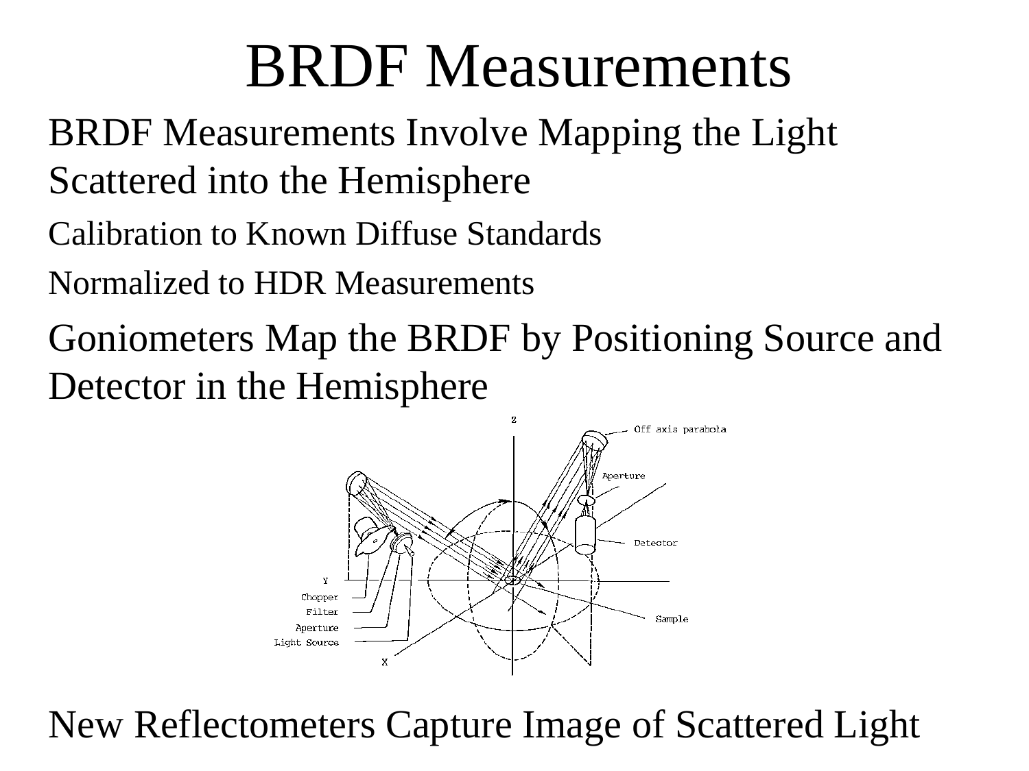# BRDF Measurements

BRDF Measurements Involve Mapping the Light Scattered into the Hemisphere

Calibration to Known Diffuse Standards

Normalized to HDR Measurements

Goniometers Map the BRDF by Positioning Source and Detector in the Hemisphere

New Reflectometers Capture Image of Scattered Light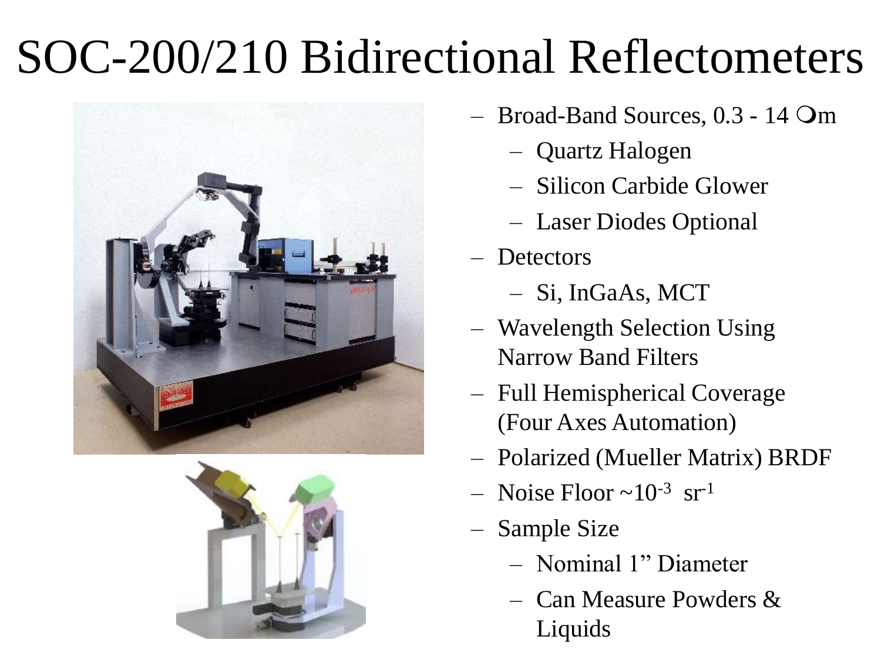# SOC-200/210 Bidirectional Reflectometers

- Broad-Band Sources, 0.3 - 14 μm
  - Quartz Halogen
  - Silicon Carbide Glower
  - Laser Diodes Optional
- Detectors
  - Si, InGaAs, MCT
- Wavelength Selection Using Narrow Band Filters
- Full Hemispherical Coverage (Four Axes Automation)
- Polarized (Mueller Matrix) BRDF
- Noise Floor ~$10^{-3}$ $sr^{-1}$
- Sample Size
  - Nominal 1" Diameter
  - Can Measure Powders & Liquids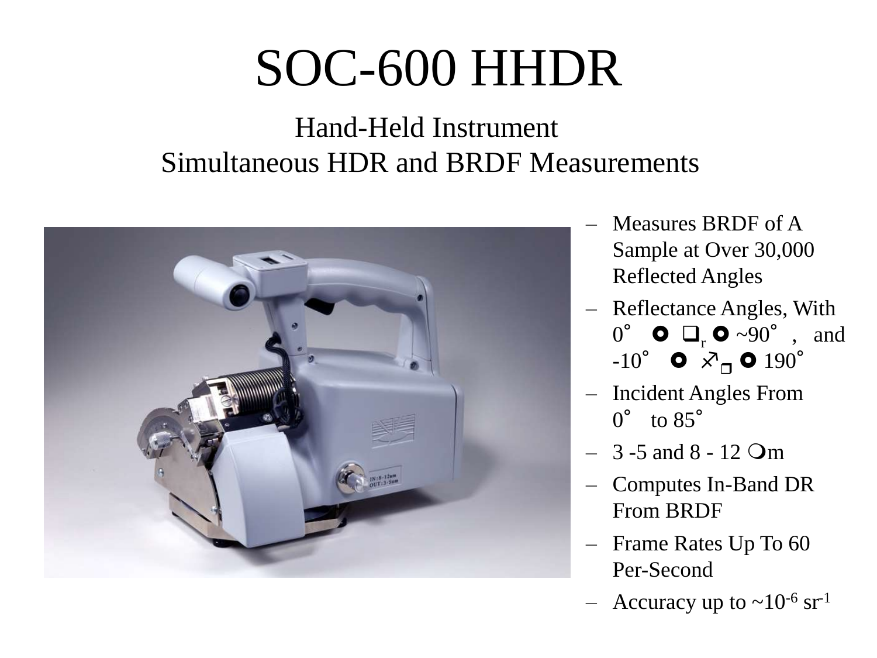# SOC-600 HHDR

## Hand-Held Instrument
## Simultaneous HDR and BRDF Measurements

- Measures BRDF of A Sample at Over 30,000 Reflected Angles
- Reflectance Angles, With $0° \leq \theta_r \leq \sim 90°$, and $-10° \leq \phi_r \leq 190°$
- Incident Angles From 0° to 85°
- 3 -5 and 8 - 12 μm
- Computes In-Band DR From BRDF
- Frame Rates Up To 60 Per-Second
- Accuracy up to $\sim 10^{-6}$ $sr^{-1}$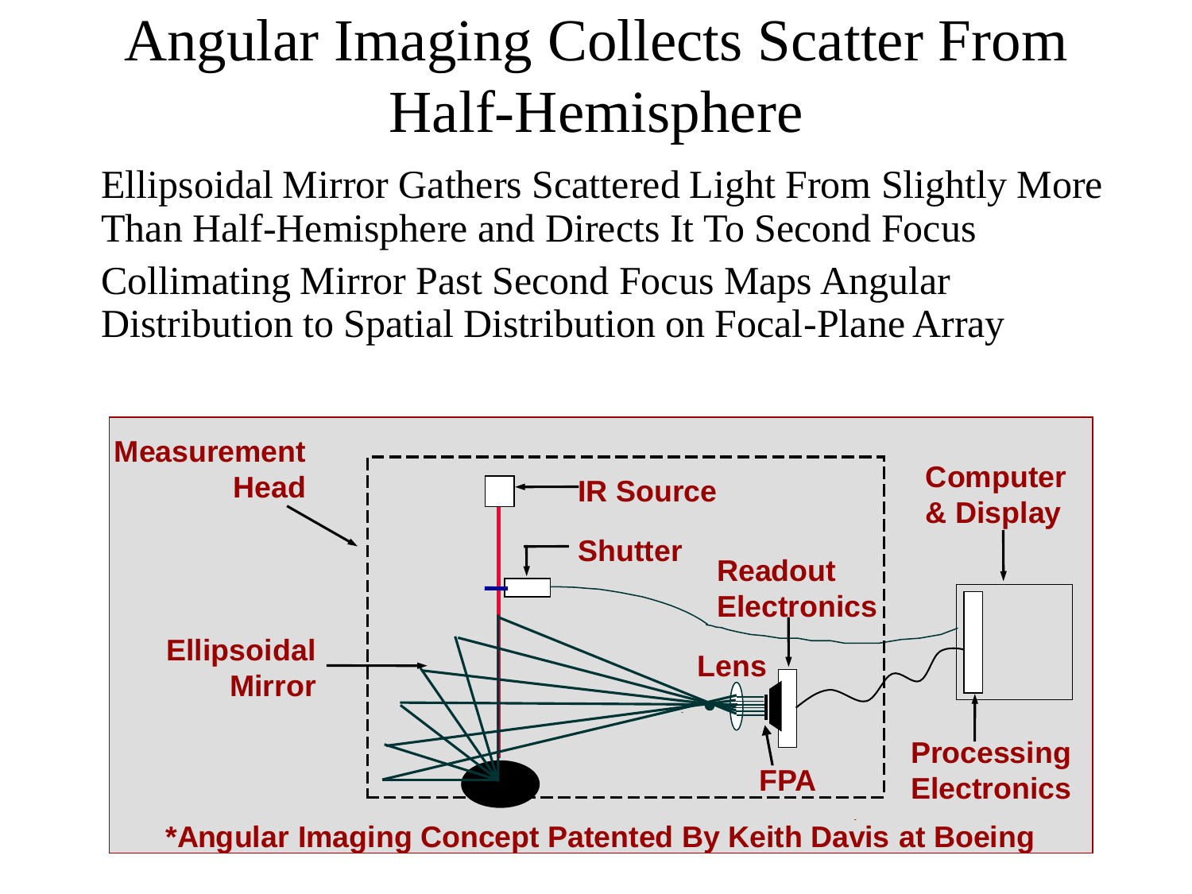# Angular Imaging Collects Scatter From Half-Hemisphere

Ellipsoidal Mirror Gathers Scattered Light From Slightly More Than Half-Hemisphere and Directs It To Second Focus

Collimating Mirror Past Second Focus Maps Angular Distribution to Spatial Distribution on Focal-Plane Array

Measurement Head

IR Source

Shutter

Computer & Display

Readout Electronics

Ellipsoidal Mirror

Lens

FPA

Processing Electronics

*Angular Imaging Concept Patented By Keith Davis at Boeing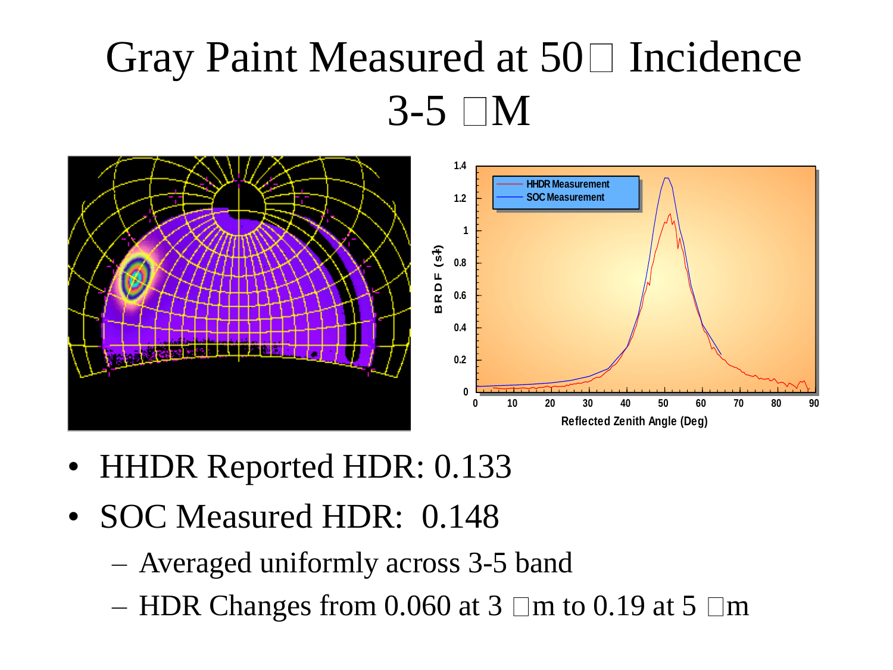# Gray Paint Measured at 50□ Incidence 3-5 □M

- HHDR Reported HDR: 0.133
- SOC Measured HDR: 0.148
  - Averaged uniformly across 3-5 band
  - HDR Changes from 0.060 at 3 □m to 0.19 at 5 □m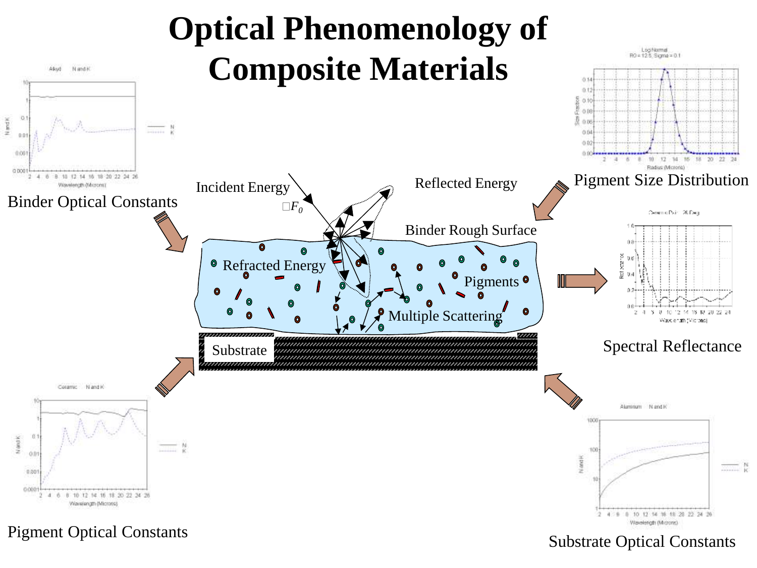# Optical Phenomenology of Composite Materials

Binder Optical Constants

Incident Energy

$F_0$

Reflected Energy

Pigment Size Distribution

Binder Rough Surface

Refracted Energy

Pigments

Multiple Scattering

Substrate

Spectral Reflectance

Pigment Optical Constants

Substrate Optical Constants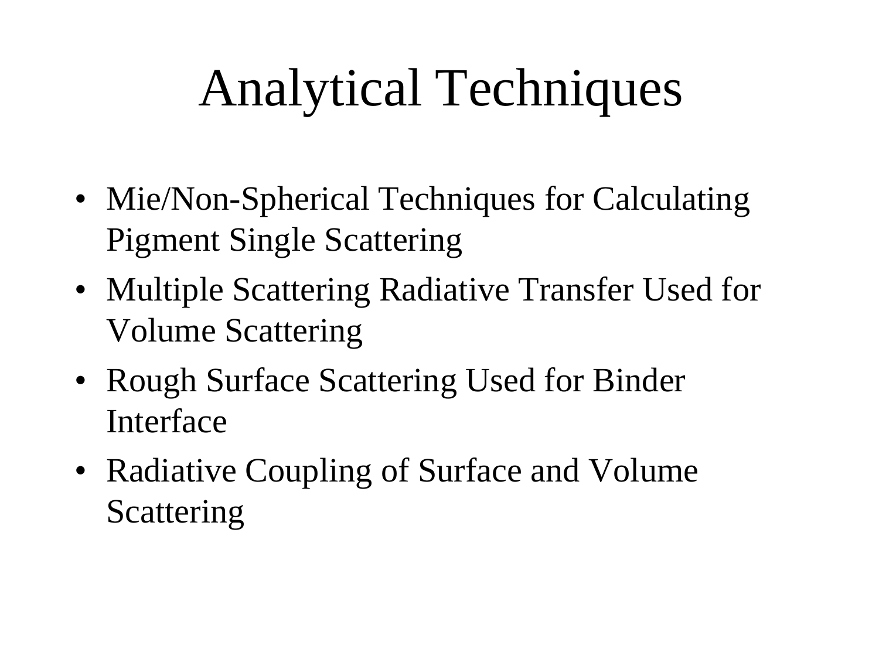# Analytical Techniques

- Mie/Non-Spherical Techniques for Calculating Pigment Single Scattering
- Multiple Scattering Radiative Transfer Used for Volume Scattering
- Rough Surface Scattering Used for Binder Interface
- Radiative Coupling of Surface and Volume Scattering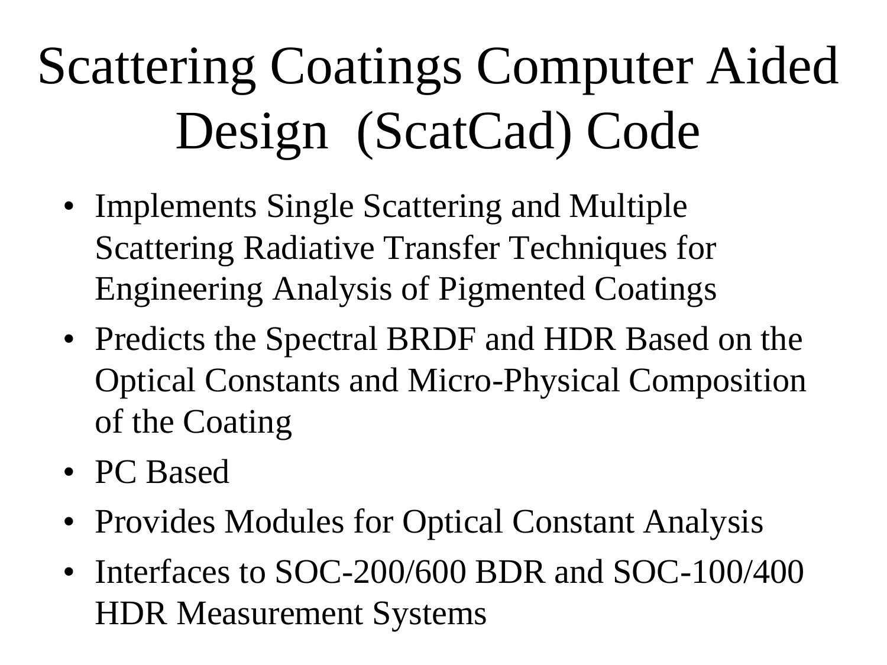# Scattering Coatings Computer Aided Design (ScatCad) Code

- Implements Single Scattering and Multiple Scattering Radiative Transfer Techniques for Engineering Analysis of Pigmented Coatings
- Predicts the Spectral BRDF and HDR Based on the Optical Constants and Micro-Physical Composition of the Coating
- PC Based
- Provides Modules for Optical Constant Analysis
- Interfaces to SOC-200/600 BDR and SOC-100/400 HDR Measurement Systems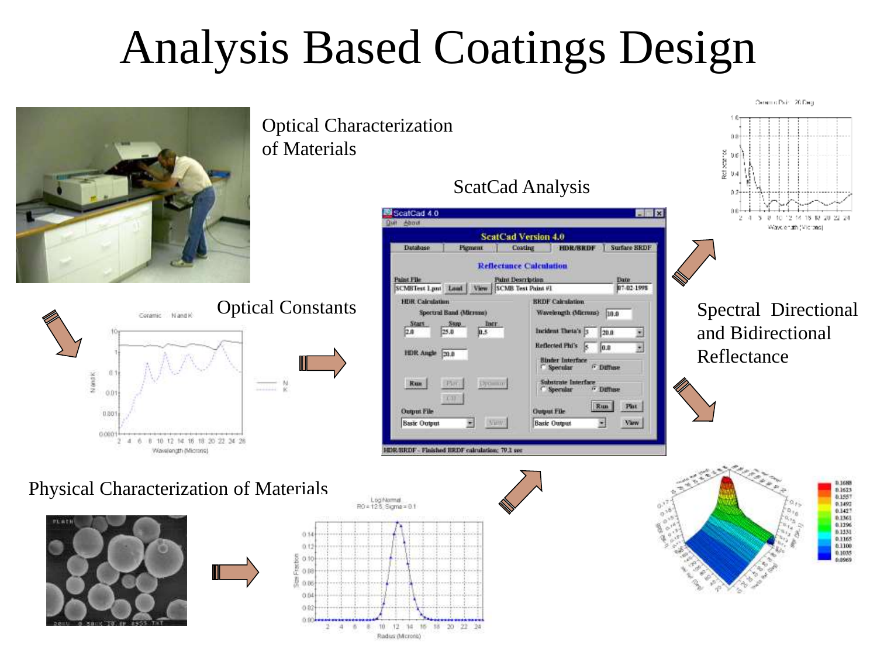# Analysis Based Coatings Design

Optical Characterization of Materials

ScatCad Analysis

Optical Constants

Spectral Directional and Bidirectional Reflectance

Physical Characterization of Materials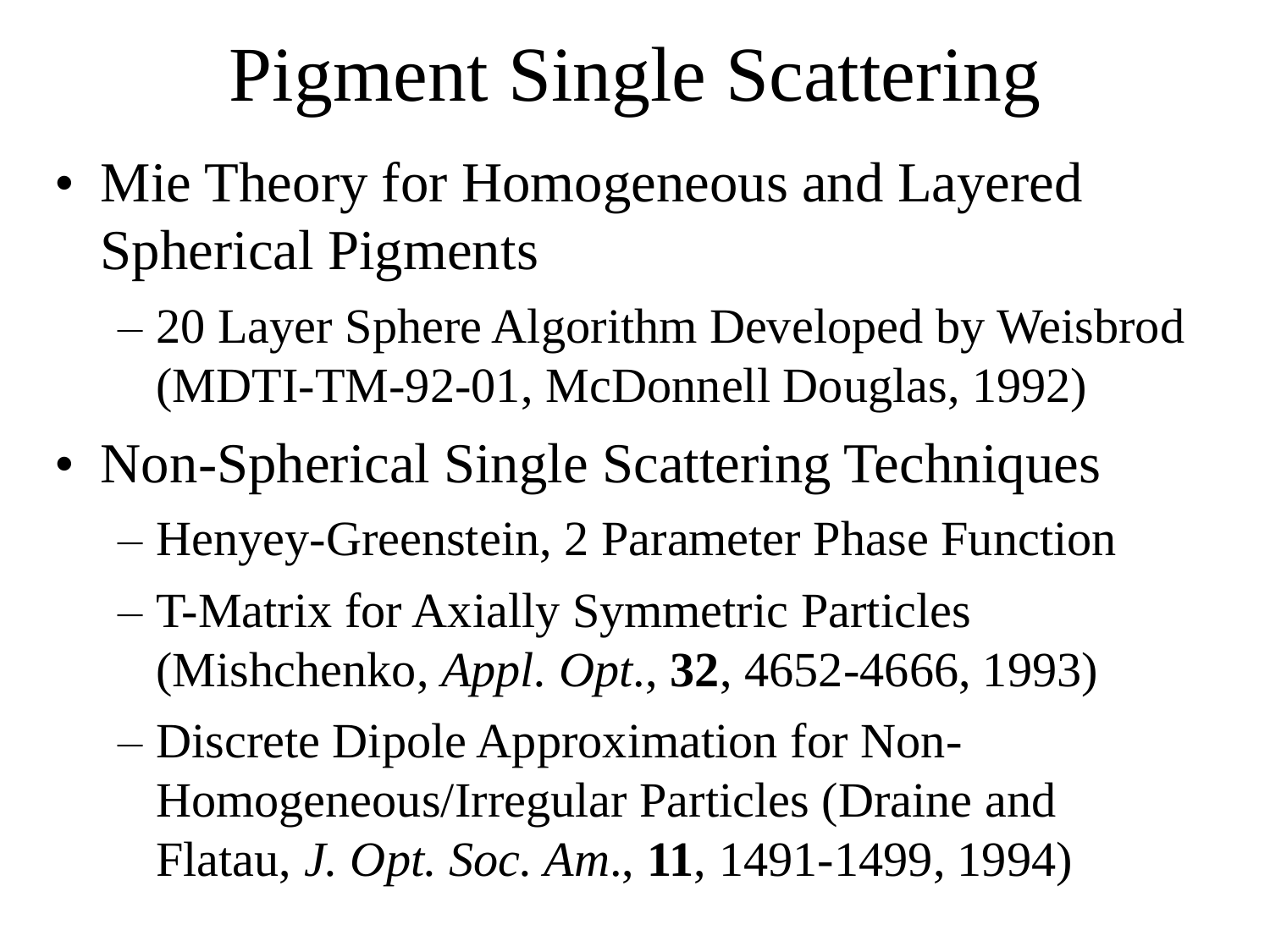# Pigment Single Scattering

- Mie Theory for Homogeneous and Layered Spherical Pigments
  - 20 Layer Sphere Algorithm Developed by Weisbrod (MDTI-TM-92-01, McDonnell Douglas, 1992)
- Non-Spherical Single Scattering Techniques
  - Henyey-Greenstein, 2 Parameter Phase Function
  - T-Matrix for Axially Symmetric Particles (Mishchenko, *Appl. Opt.*, **32**, 4652-4666, 1993)
  - Discrete Dipole Approximation for Non-Homogeneous/Irregular Particles (Draine and Flatau, *J. Opt. Soc. Am.*, **11**, 1491-1499, 1994)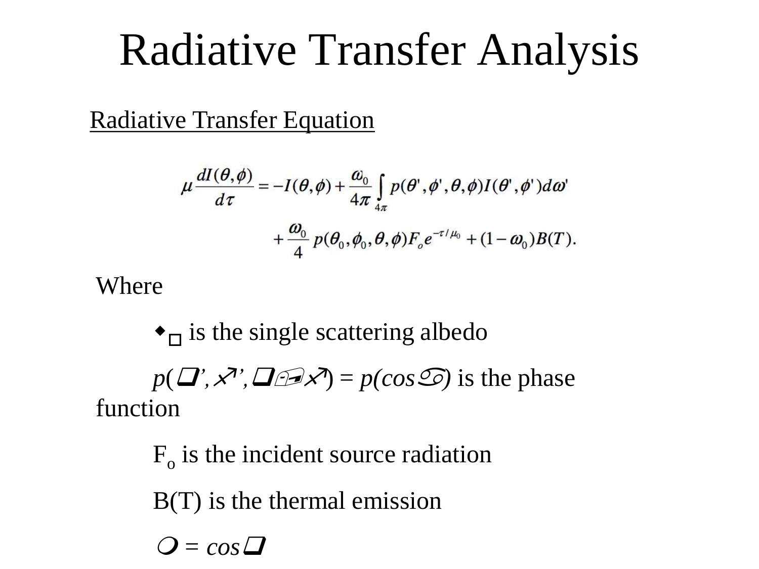# Radiative Transfer Analysis

Radiative Transfer Equation

$$\mu \frac{dI(\theta,\phi)}{d\tau} = -I(\theta,\phi) + \frac{\omega_0}{4\pi}\int_{4\pi} p(\theta',\phi',\theta,\phi) I(\theta',\phi') d\omega' + \frac{\omega_0}{4} p(\theta_0,\phi_0,\theta,\phi) F_o e^{-\tau/\mu_0} + (1-\omega_0) B(T).$$

Where

$\omega_0$ is the single scattering albedo

$p(\theta',\phi',\theta,\phi) = p(\cos\Theta)$ is the phase function

$F_o$ is the incident source radiation

$B(T)$ is the thermal emission

$\mu = \cos\theta$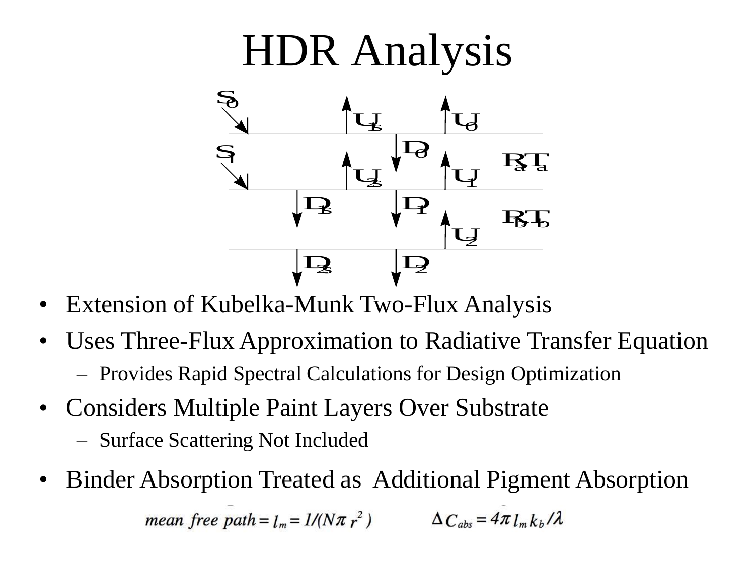# HDR Analysis

- Extension of Kubelka-Munk Two-Flux Analysis
- Uses Three-Flux Approximation to Radiative Transfer Equation
  - Provides Rapid Spectral Calculations for Design Optimization
- Considers Multiple Paint Layers Over Substrate
  - Surface Scattering Not Included
- Binder Absorption Treated as Additional Pigment Absorption

$$mean\ free\ path = l_m = 1/(N\pi\, r^2) \qquad \Delta C_{abs} = 4\pi\, l_m k_b/\lambda$$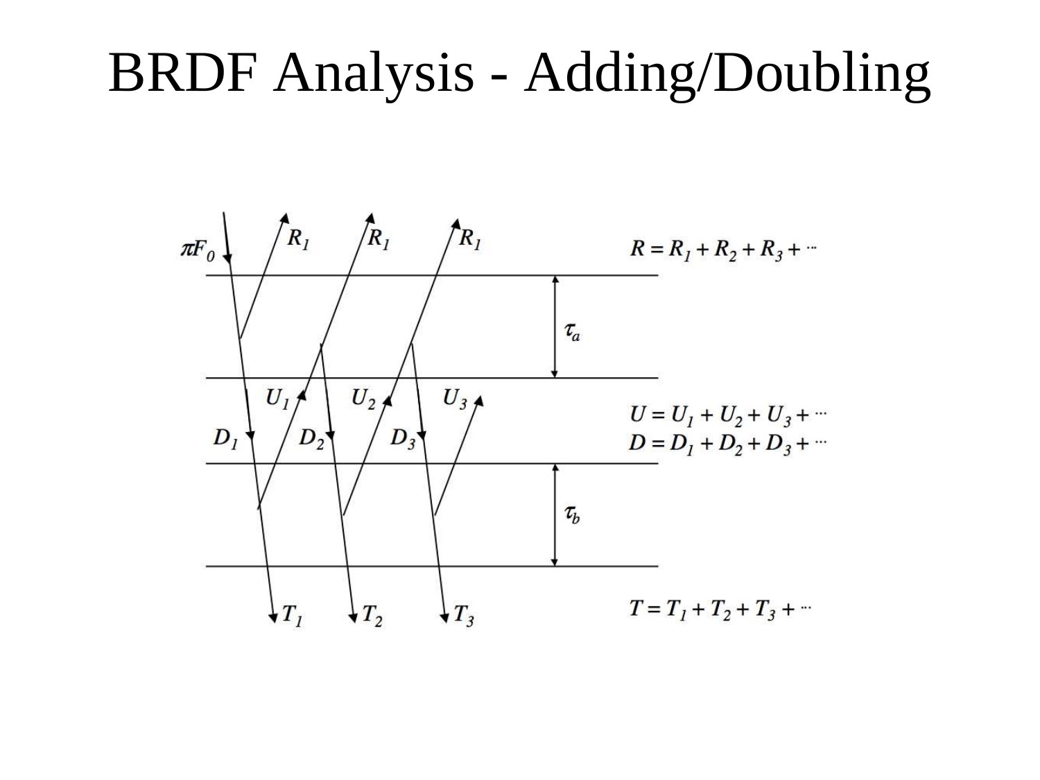# BRDF Analysis - Adding/Doubling

$\pi F_0$

$R_1$ $R_1$ $R_1$

$R = R_1 + R_2 + R_3 + \cdots$

$\tau_a$

$U_1$ $U_2$ $U_3$

$D_1$ $D_2$ $D_3$

$U = U_1 + U_2 + U_3 + \cdots$

$D = D_1 + D_2 + D_3 + \cdots$

$\tau_b$

$T_1$ $T_2$ $T_3$

$T = T_1 + T_2 + T_3 + \cdots$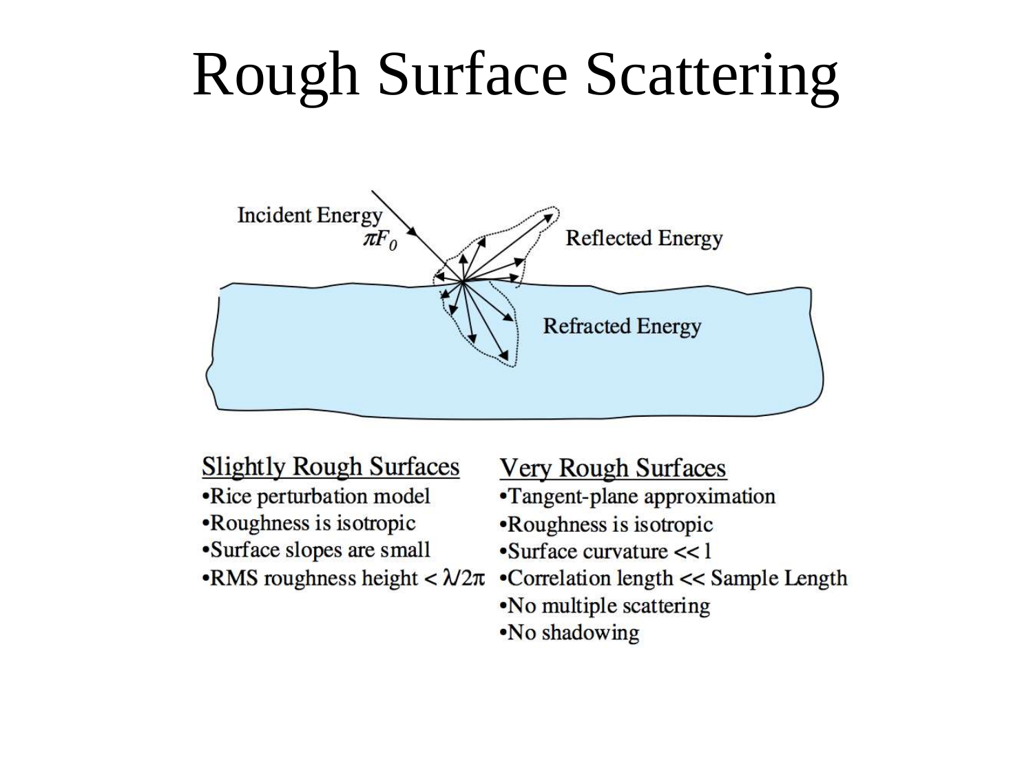# Rough Surface Scattering

Incident Energy $\pi F_0$

Reflected Energy

Refracted Energy

**Slightly Rough Surfaces**

- Rice perturbation model
- Roughness is isotropic
- Surface slopes are small
- RMS roughness height < $\lambda/2\pi$

**Very Rough Surfaces**

- Tangent-plane approximation
- Roughness is isotropic
- Surface curvature << 1
- Correlation length << Sample Length
- No multiple scattering
- No shadowing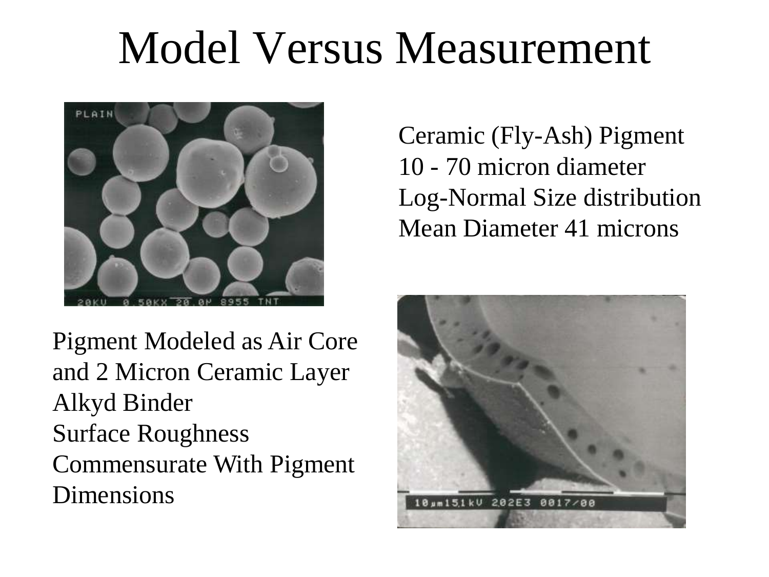# Model Versus Measurement

Ceramic (Fly-Ash) Pigment
10 - 70 micron diameter
Log-Normal Size distribution
Mean Diameter 41 microns

Pigment Modeled as Air Core and 2 Micron Ceramic Layer
Alkyd Binder
Surface Roughness Commensurate With Pigment Dimensions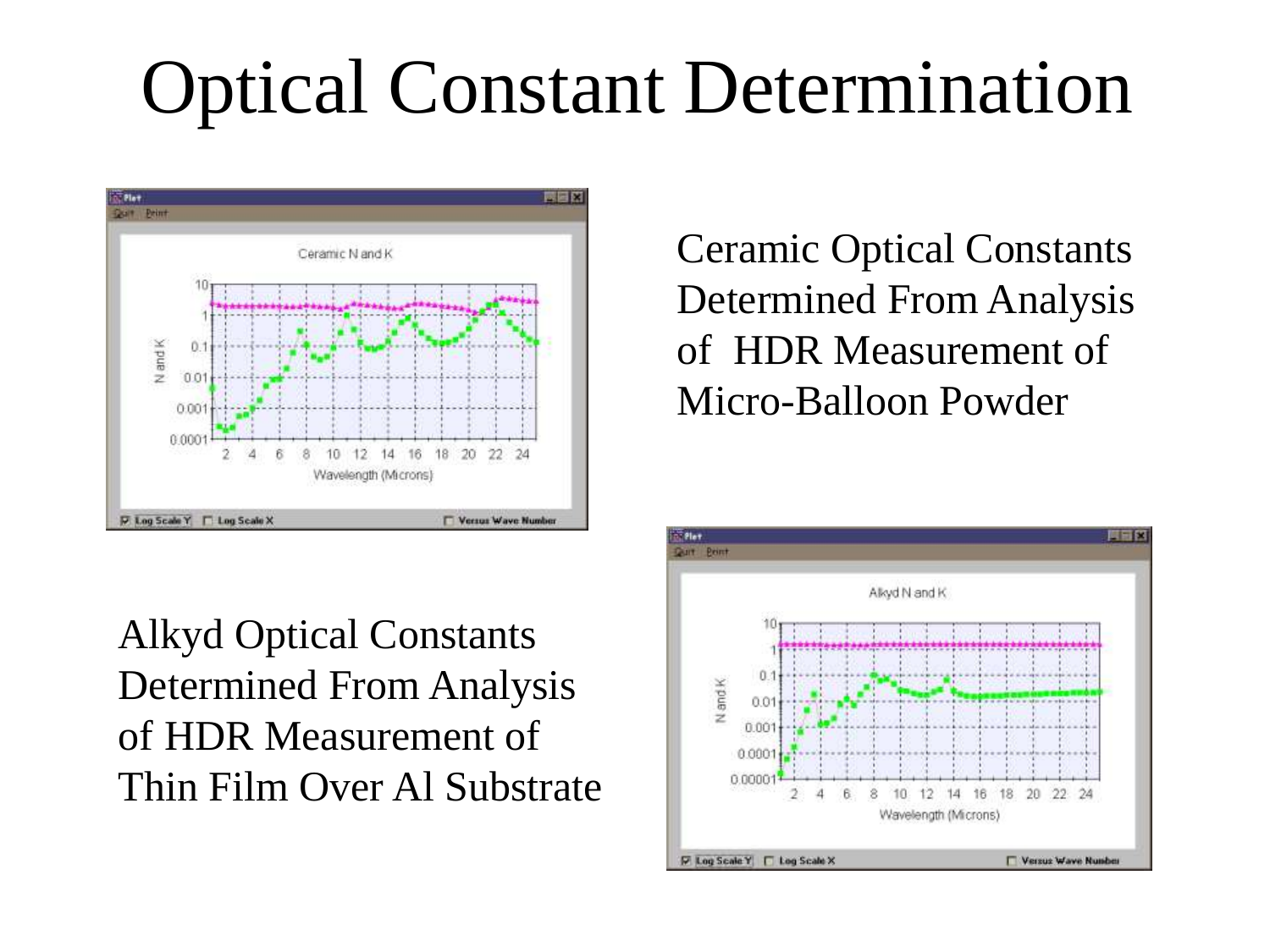# Optical Constant Determination

Ceramic Optical Constants Determined From Analysis of HDR Measurement of Micro-Balloon Powder

Alkyd Optical Constants Determined From Analysis of HDR Measurement of Thin Film Over Al Substrate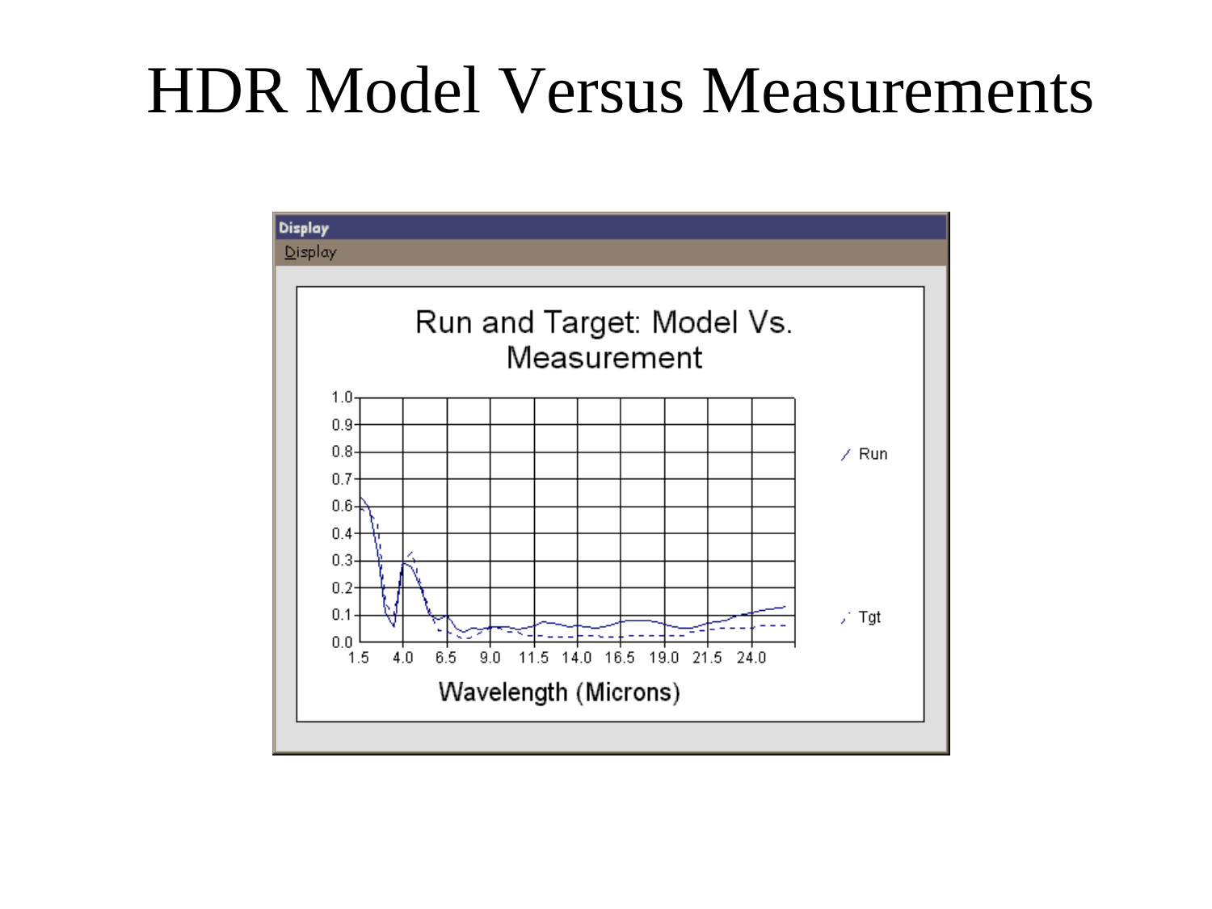# HDR Model Versus Measurements

Display

Display

Run and Target: Model Vs. Measurement

1.0
0.9
0.8
0.7
0.6
0.4
0.3
0.2
0.1
0.0

1.5 4.0 6.5 9.0 11.5 14.0 16.5 19.0 21.5 24.0

Wavelength (Microns)

Run

Tgt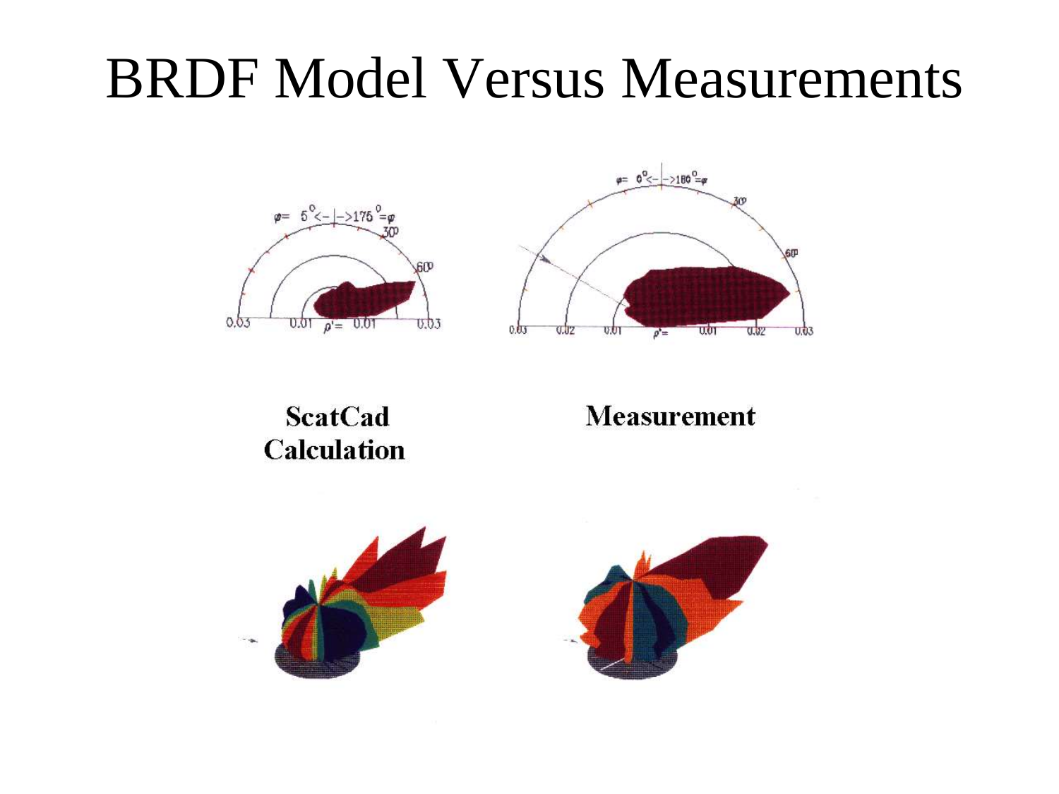# BRDF Model Versus Measurements

**ScatCad Calculation**

**Measurement**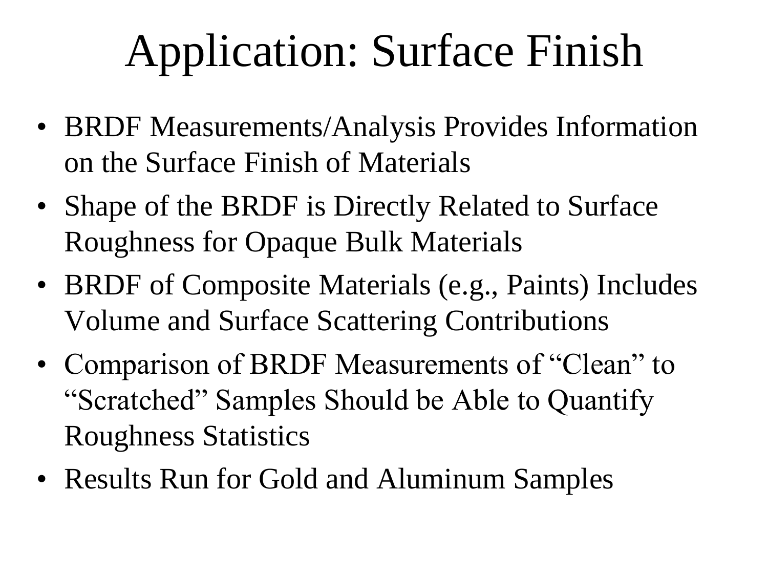# Application: Surface Finish

- BRDF Measurements/Analysis Provides Information on the Surface Finish of Materials
- Shape of the BRDF is Directly Related to Surface Roughness for Opaque Bulk Materials
- BRDF of Composite Materials (e.g., Paints) Includes Volume and Surface Scattering Contributions
- Comparison of BRDF Measurements of "Clean" to "Scratched" Samples Should be Able to Quantify Roughness Statistics
- Results Run for Gold and Aluminum Samples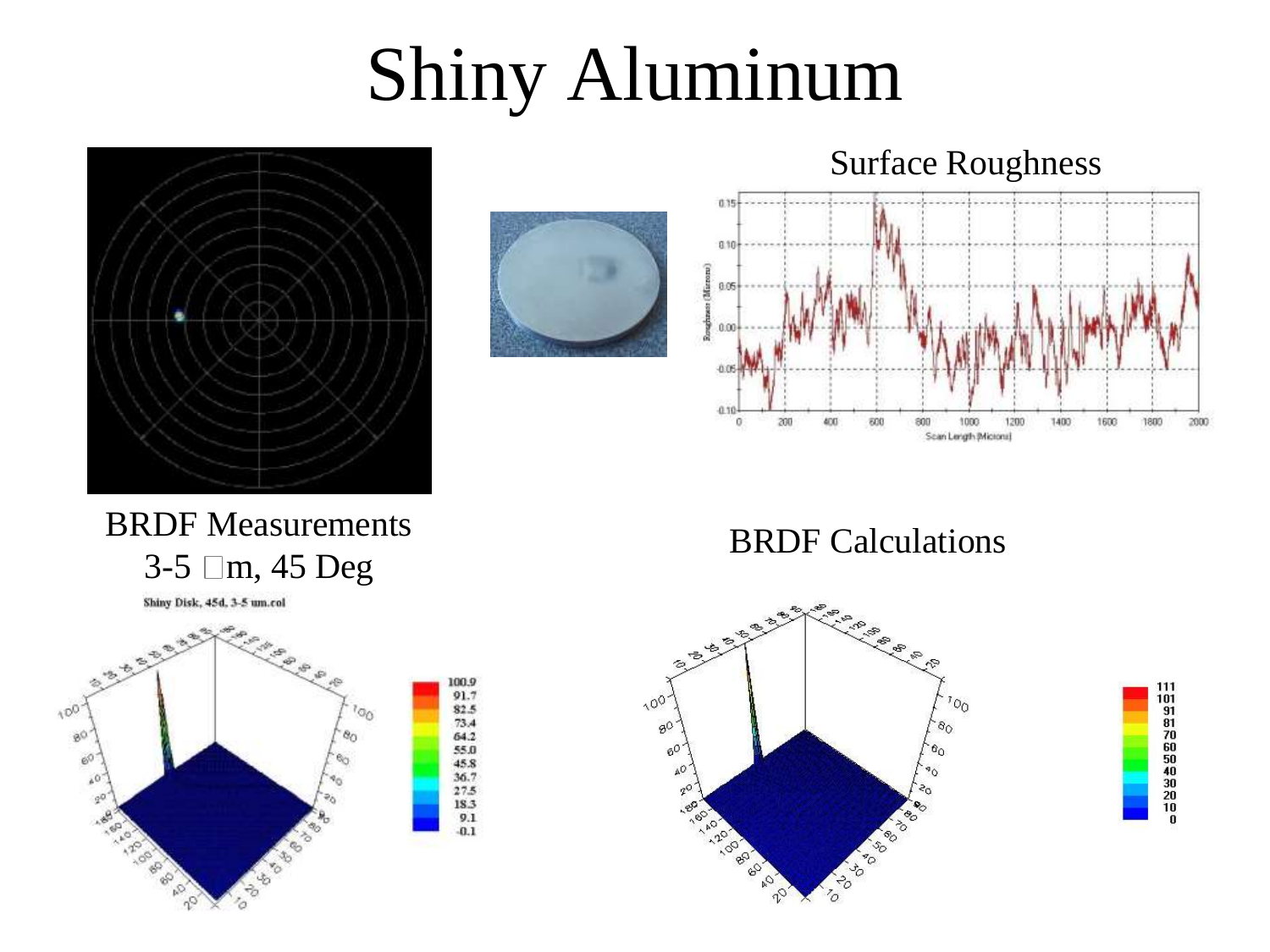# Shiny Aluminum

Surface Roughness

BRDF Measurements
3-5 μm, 45 Deg

BRDF Calculations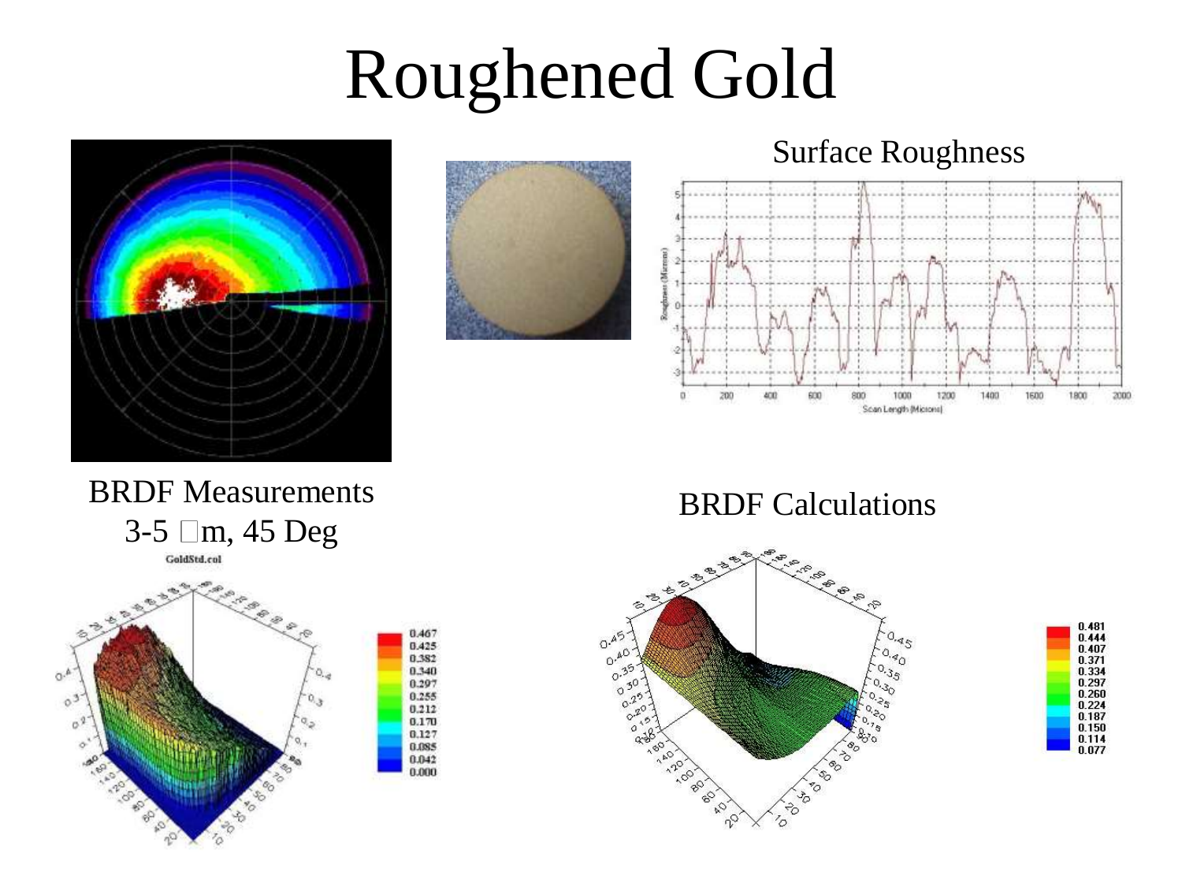# Roughened Gold

Surface Roughness

BRDF Measurements
3-5 μm, 45 Deg

BRDF Calculations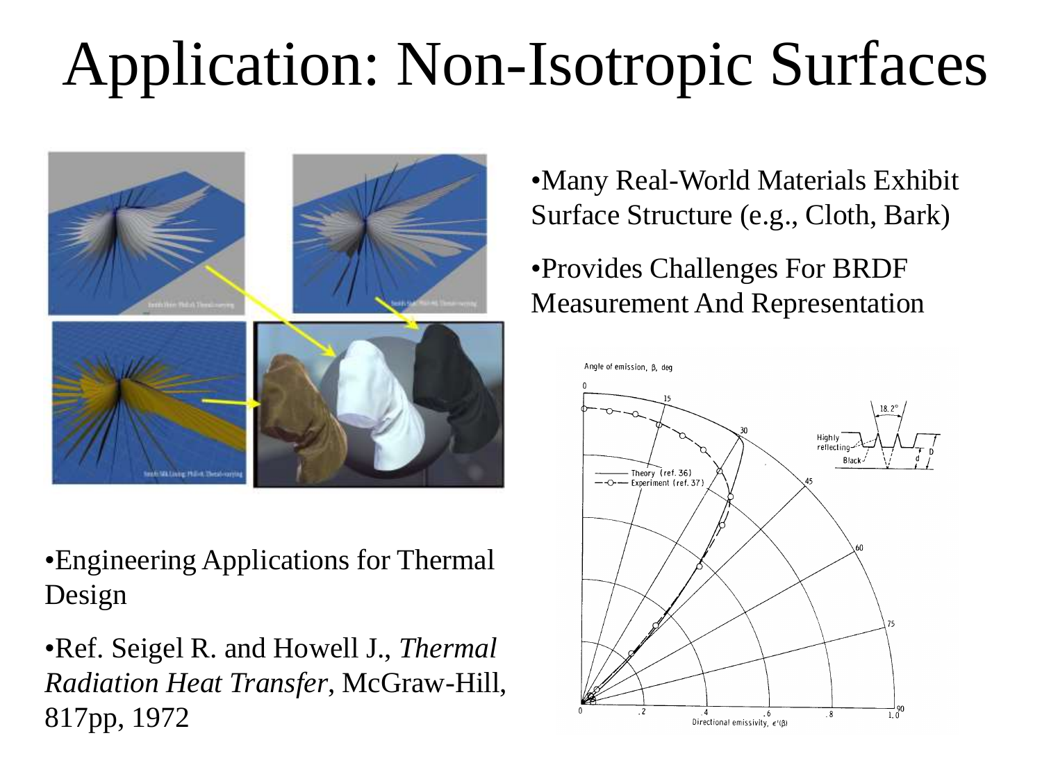# Application: Non-Isotropic Surfaces

- Many Real-World Materials Exhibit Surface Structure (e.g., Cloth, Bark)
- Provides Challenges For BRDF Measurement And Representation

- Engineering Applications for Thermal Design
- Ref. Seigel R. and Howell J., *Thermal Radiation Heat Transfer*, McGraw-Hill, 817pp, 1972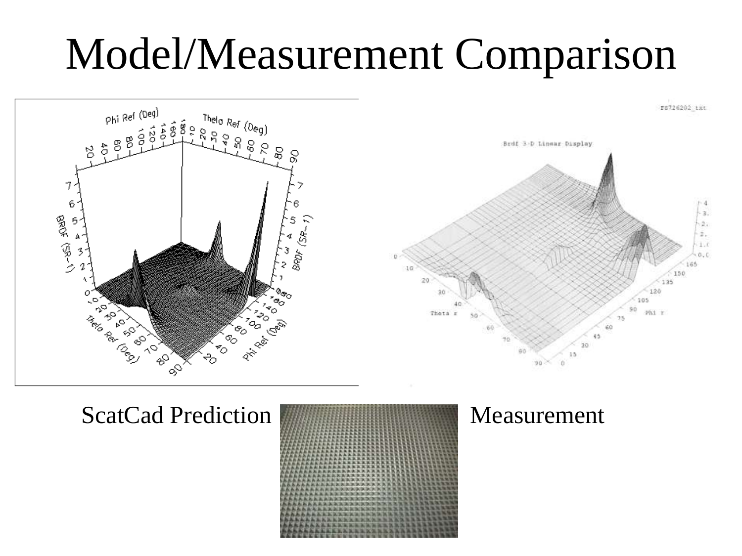# Model/Measurement Comparison

ScatCad Prediction

Measurement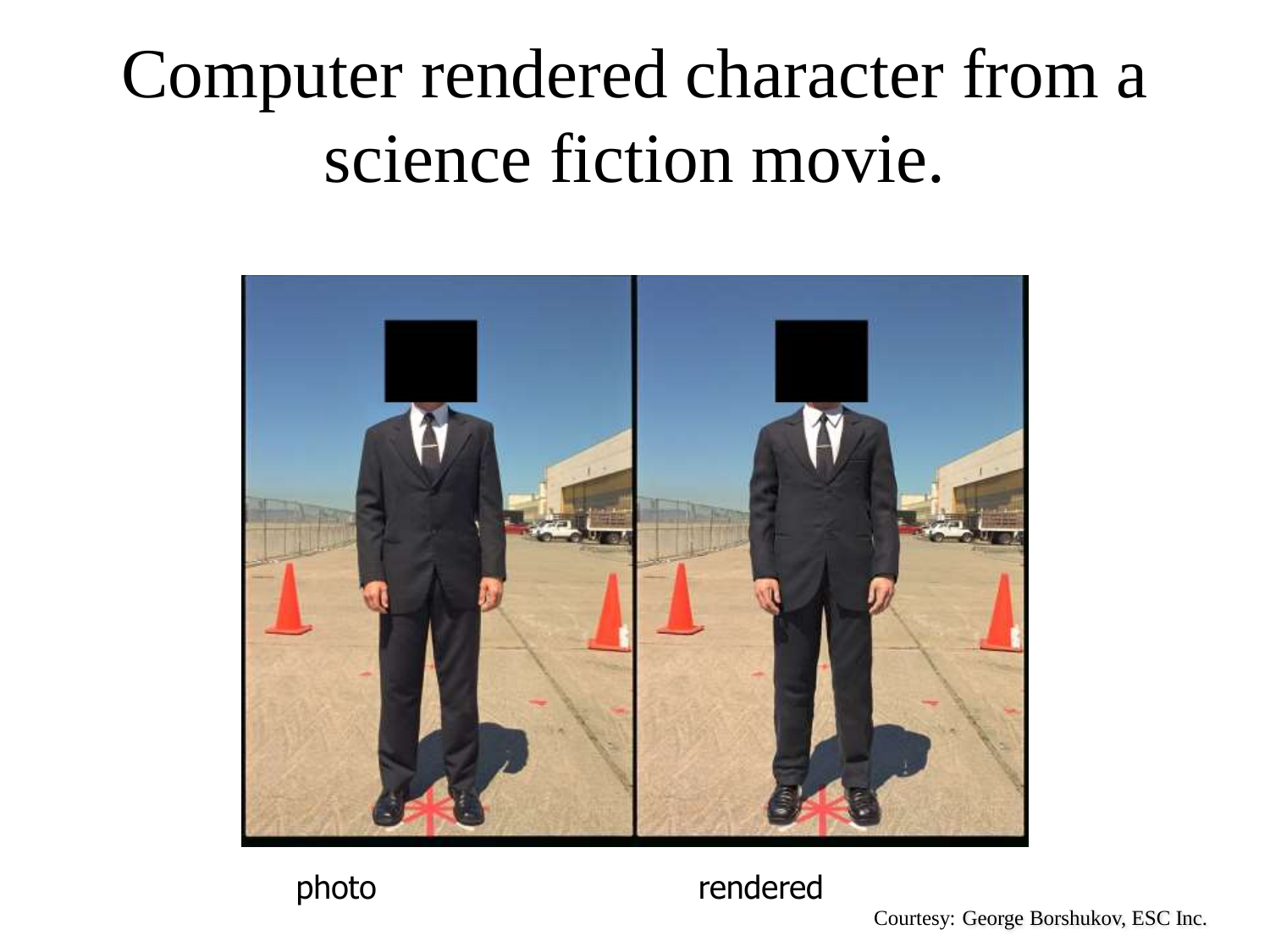# Computer rendered character from a science fiction movie.

photo rendered

Courtesy: George Borshukov, ESC Inc.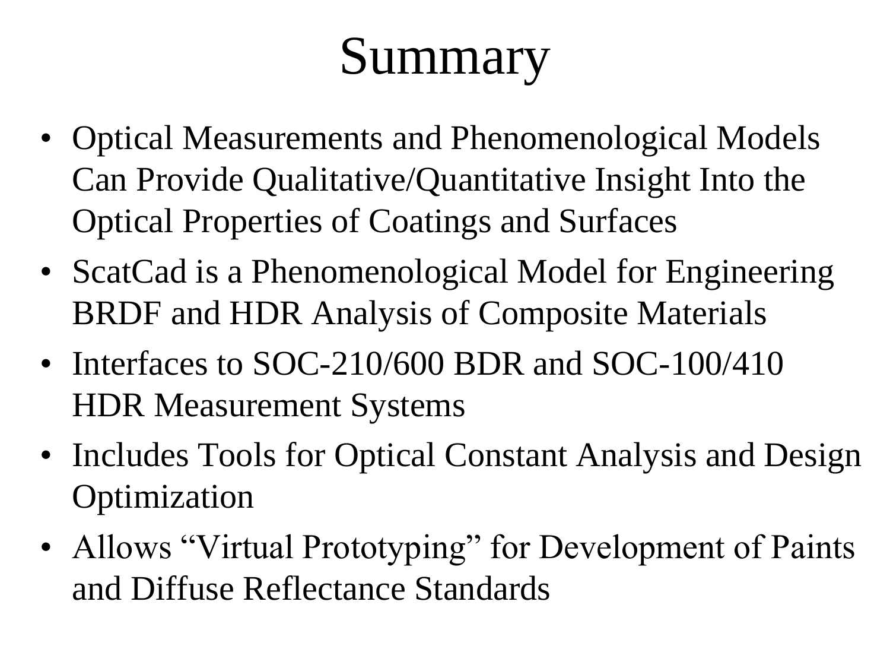# Summary

- Optical Measurements and Phenomenological Models Can Provide Qualitative/Quantitative Insight Into the Optical Properties of Coatings and Surfaces
- ScatCad is a Phenomenological Model for Engineering BRDF and HDR Analysis of Composite Materials
- Interfaces to SOC-210/600 BDR and SOC-100/410 HDR Measurement Systems
- Includes Tools for Optical Constant Analysis and Design Optimization
- Allows "Virtual Prototyping" for Development of Paints and Diffuse Reflectance Standards